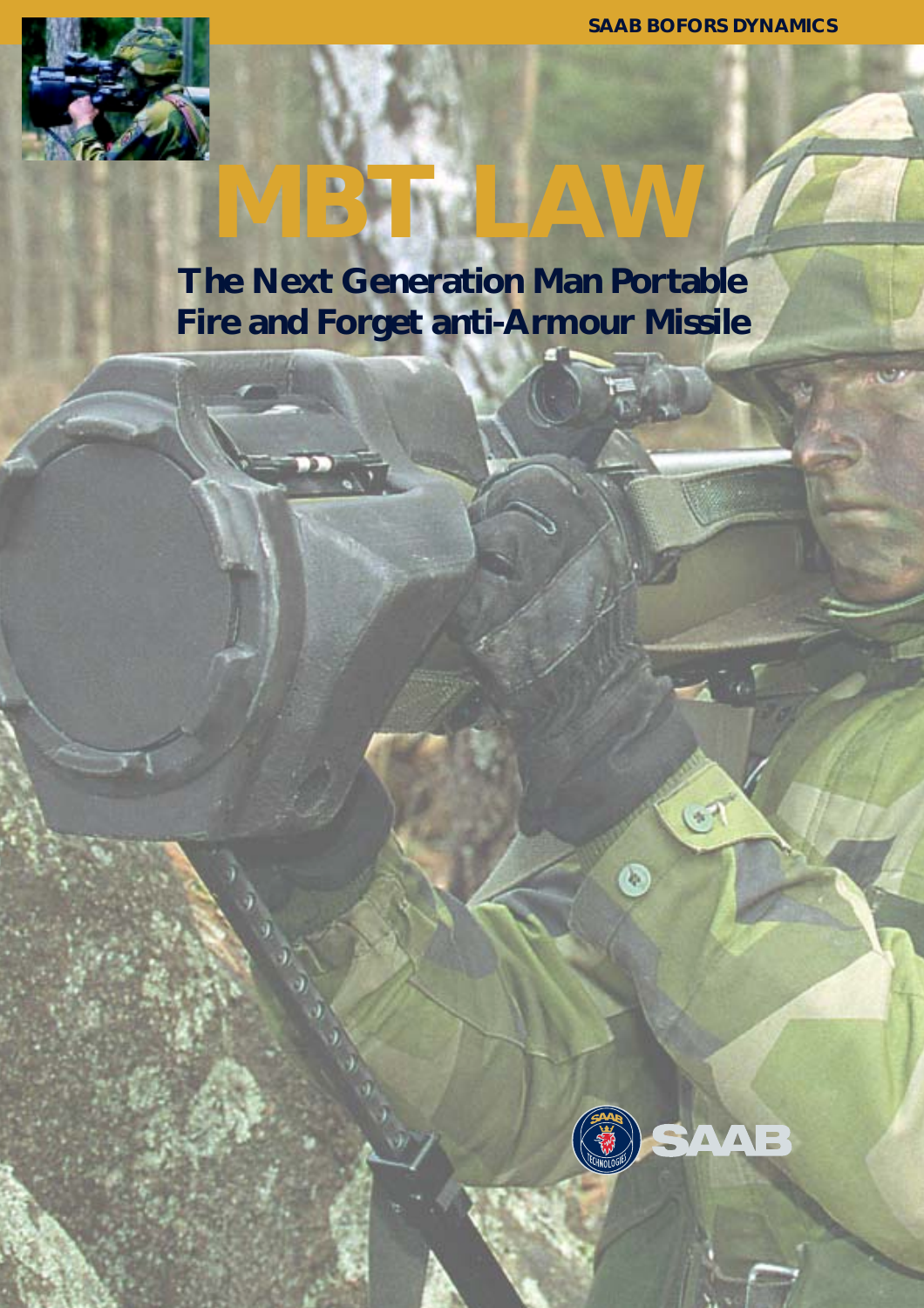SAAB BOFORS DYNAMICS

# MBT LAW

## The Next Generation Man Portable Fire and Forget anti-Armour Missile

SAAB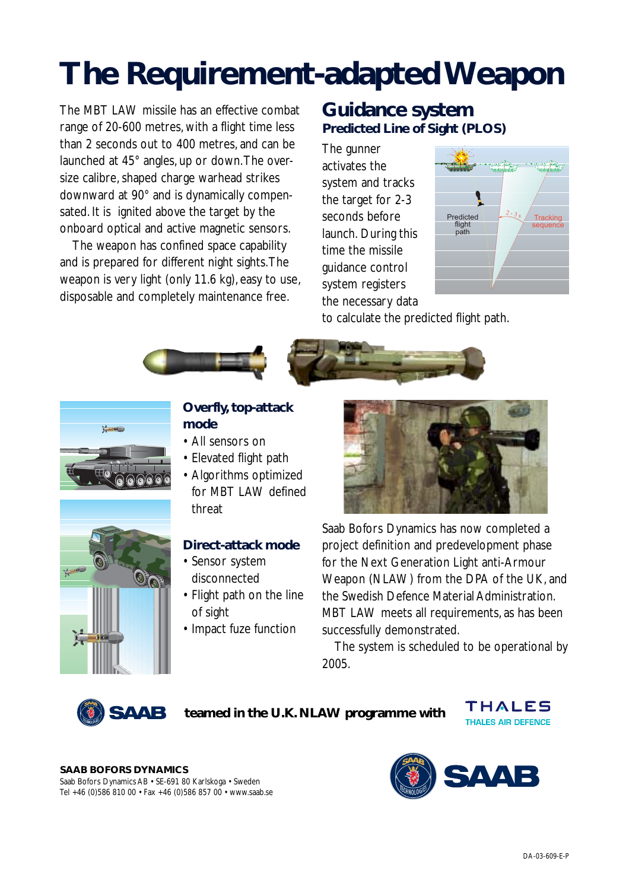# The Requirement-adapted Weapon

The MBT LAW missile has an effective combat range of 20-600 metres, with a flight time less than 2 seconds out to 400 metres, and can be launched at 45° angles, up or down. The over-size calibre, shaped charge warhead strikes downward at 90° and is dynamically compensated. It is ignited above the target by the onboard optical and active magnetic sensors.

The weapon has confined space capability and is prepared for different night sights. The weapon is very light (only 11.6 kg), easy to use, disposable and completely maintenance free.

## Guidance system

### Predicted Line of Sight (PLOS)

The gunner activates the system and tracks the target for 2-3 seconds before launch. During this time the missile guidance control system registers the necessary data to calculate the predicted flight path.

Predicted flight path
2-3 s
Tracking sequence

### Overfly, top-attack mode

- All sensors on
- Elevated flight path
- Algorithms optimized for MBT LAW defined threat

### Direct-attack mode

- Sensor system disconnected
- Flight path on the line of sight
- Impact fuze function

Saab Bofors Dynamics has now completed a project definition and predevelopment phase for the Next Generation Light anti-Armour Weapon (NLAW) from the DPA of the UK, and the Swedish Defence Material Administration. MBT LAW meets all requirements, as has been successfully demonstrated.

The system is scheduled to be operational by 2005.

**SAAB teamed in the U.K. NLAW programme with THALES** THALES AIR DEFENCE

**SAAB BOFORS DYNAMICS**
Saab Bofors Dynamics AB • SE-691 80 Karlskoga • Sweden
Tel +46 (0)586 810 00 • Fax +46 (0)586 857 00 • www.saab.se

SAAB

DA-03-609-E-P